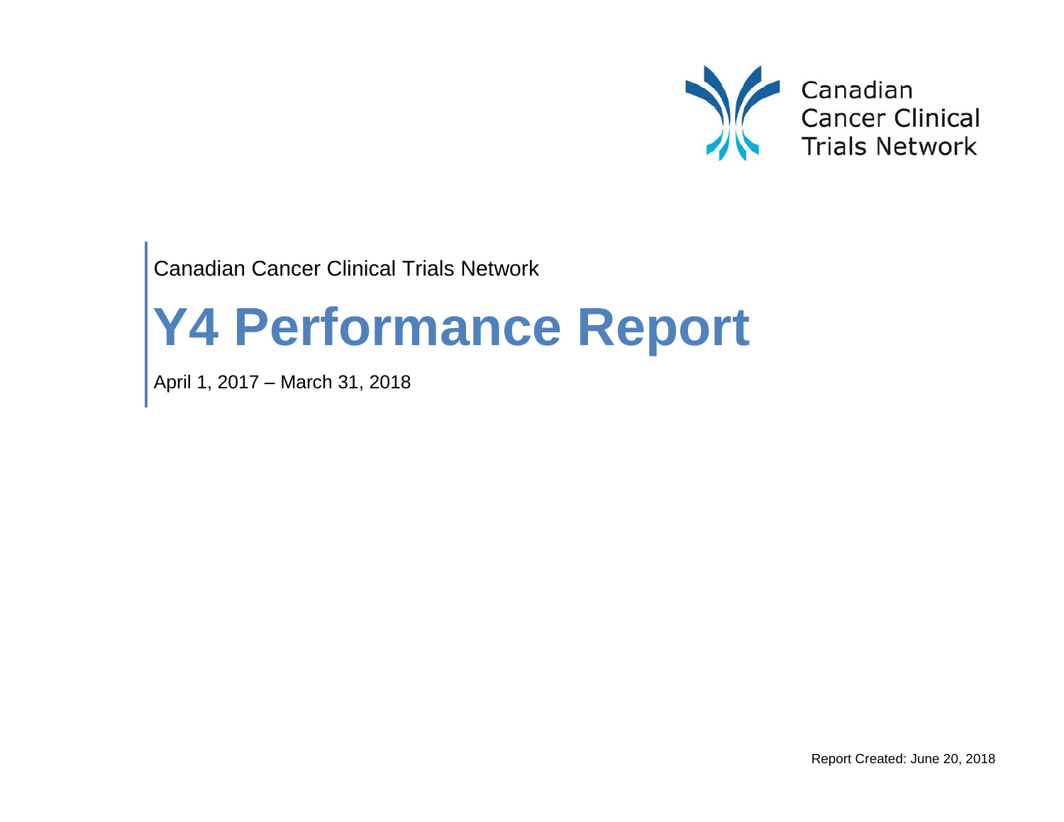Canadian Cancer Clinical Trials Network

Canadian Cancer Clinical Trials Network

# Y4 Performance Report

April 1, 2017 – March 31, 2018

Report Created: June 20, 2018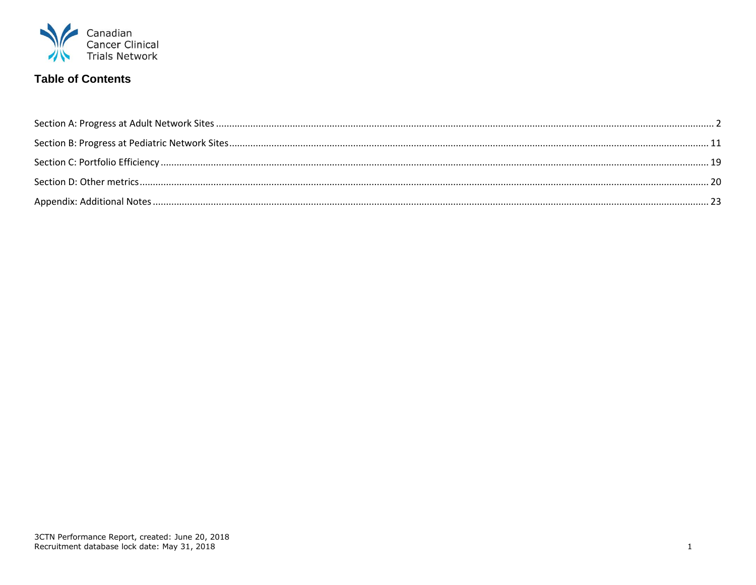Canadian Cancer Clinical Trials Network

## Table of Contents

Section A: Progress at Adult Network Sites ..... 2

Section B: Progress at Pediatric Network Sites ..... 11

Section C: Portfolio Efficiency ..... 19

Section D: Other metrics ..... 20

Appendix: Additional Notes ..... 23

3CTN Performance Report, created: June 20, 2018
Recruitment database lock date: May 31, 2018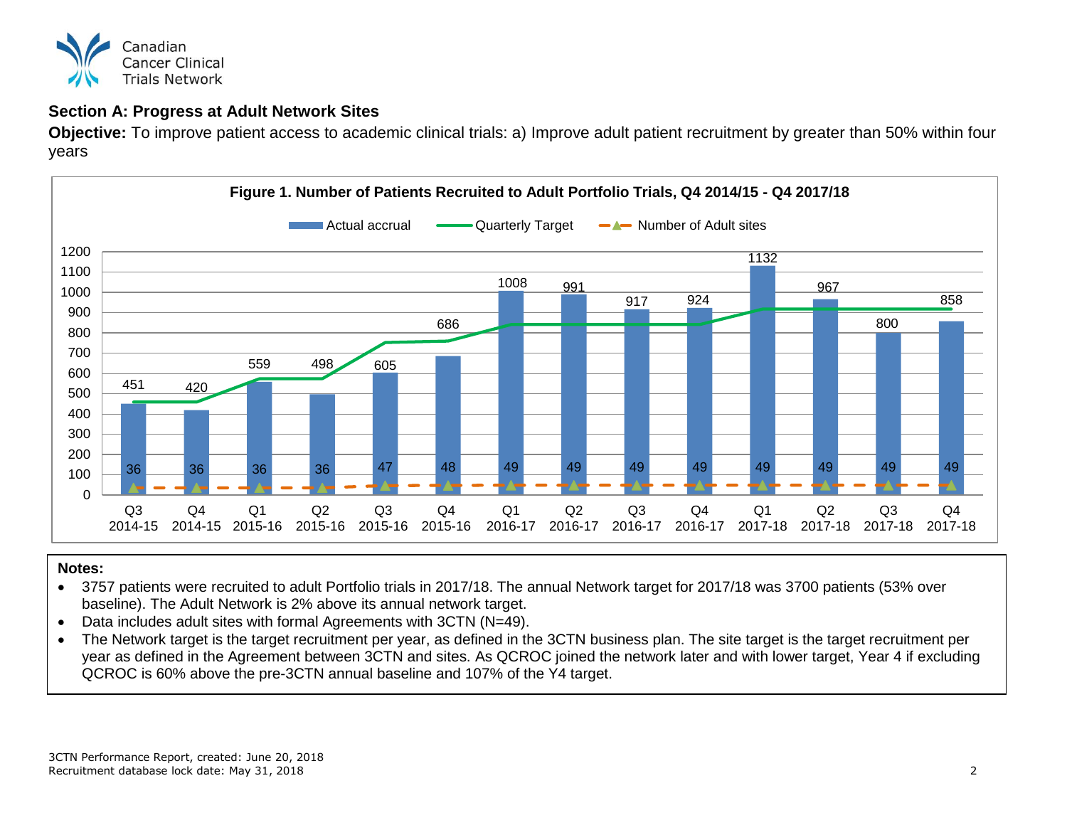## Section A: Progress at Adult Network Sites

**Objective:** To improve patient access to academic clinical trials: a) Improve adult patient recruitment by greater than 50% within four years

**Figure 1. Number of Patients Recruited to Adult Portfolio Trials, Q4 2014/15 - Q4 2017/18**

| Quarter | Actual accrual | Number of Adult sites |
|---|---|---|
| Q3 2014-15 | 451 | 36 |
| Q4 2014-15 | 420 | 36 |
| Q1 2015-16 | 559 | 36 |
| Q2 2015-16 | 498 | 36 |
| Q3 2015-16 | 605 | 47 |
| Q4 2015-16 | 686 | 48 |
| Q1 2016-17 | 1008 | 49 |
| Q2 2016-17 | 991 | 49 |
| Q3 2016-17 | 917 | 49 |
| Q4 2016-17 | 924 | 49 |
| Q1 2017-18 | 1132 | 49 |
| Q2 2017-18 | 967 | 49 |
| Q3 2017-18 | 800 | 49 |
| Q4 2017-18 | 858 | 49 |

**Notes:**

- 3757 patients were recruited to adult Portfolio trials in 2017/18. The annual Network target for 2017/18 was 3700 patients (53% over baseline). The Adult Network is 2% above its annual network target.
- Data includes adult sites with formal Agreements with 3CTN (N=49).
- The Network target is the target recruitment per year, as defined in the 3CTN business plan. The site target is the target recruitment per year as defined in the Agreement between 3CTN and sites. As QCROC joined the network later and with lower target, Year 4 if excluding QCROC is 60% above the pre-3CTN annual baseline and 107% of the Y4 target.

3CTN Performance Report, created: June 20, 2018
Recruitment database lock date: May 31, 2018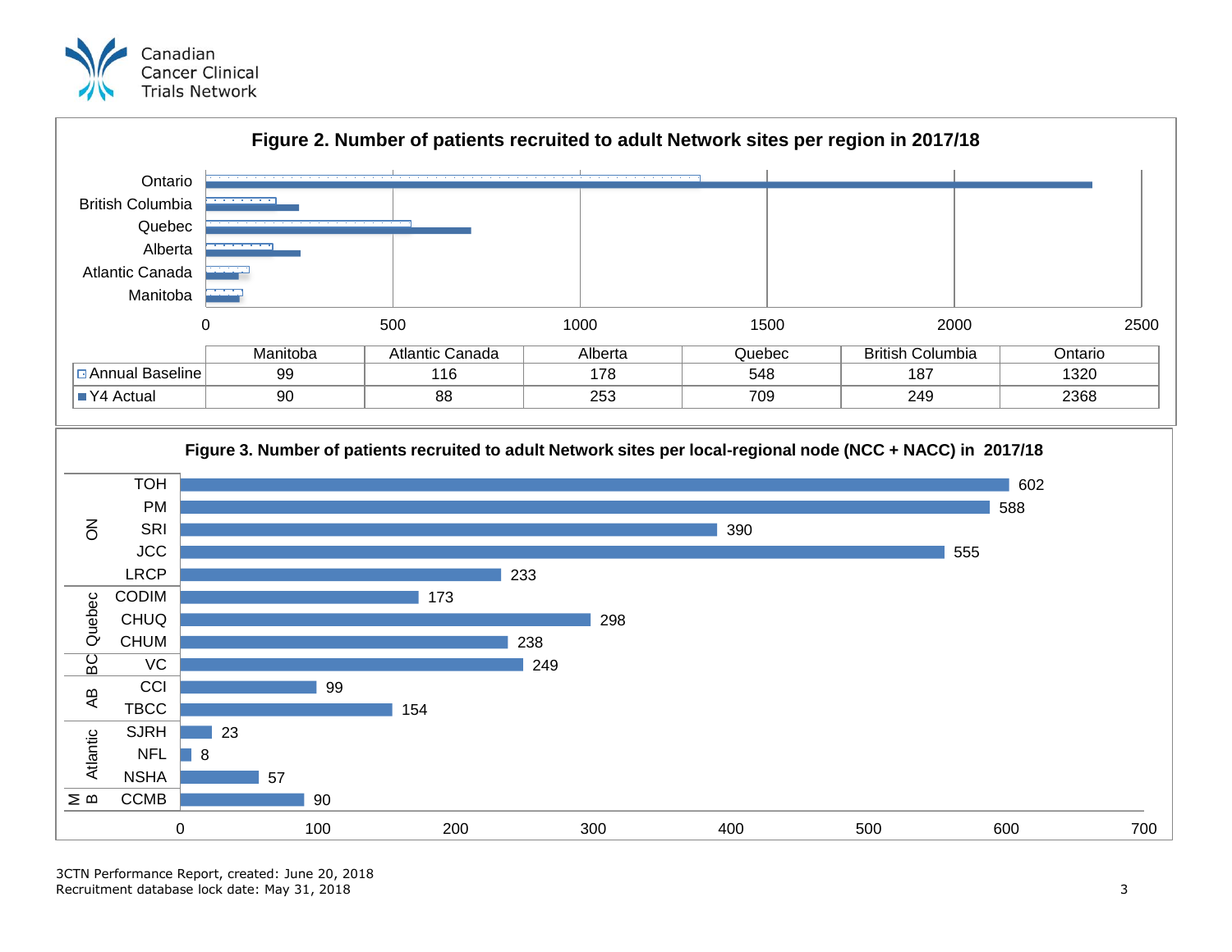## Figure 2. Number of patients recruited to adult Network sites per region in 2017/18

| | Manitoba | Atlantic Canada | Alberta | Quebec | British Columbia | Ontario |
|---|---|---|---|---|---|---|
| Annual Baseline | 99 | 116 | 178 | 548 | 187 | 1320 |
| Y4 Actual | 90 | 88 | 253 | 709 | 249 | 2368 |

## Figure 3. Number of patients recruited to adult Network sites per local-regional node (NCC + NACC) in 2017/18

| Region | Node | Patients |
|---|---|---|
| ON | TOH | 602 |
| ON | PM | 588 |
| ON | SRI | 390 |
| ON | JCC | 555 |
| ON | LRCP | 233 |
| Quebec | CODIM | 173 |
| Quebec | CHUQ | 298 |
| Quebec | CHUM | 238 |
| BC | VC | 249 |
| AB | CCI | 99 |
| AB | TBCC | 154 |
| Atlantic | SJRH | 23 |
| Atlantic | NFL | 8 |
| Atlantic | NSHA | 57 |
| MB | CCMB | 90 |

3CTN Performance Report, created: June 20, 2018
Recruitment database lock date: May 31, 2018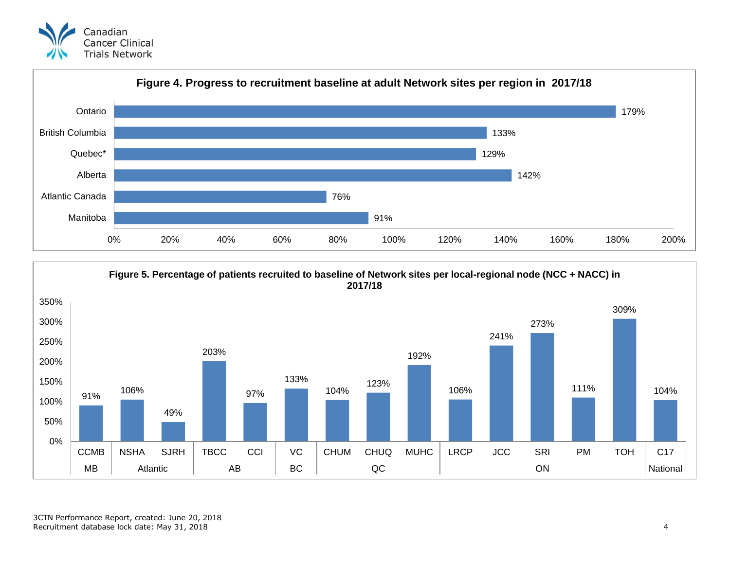**Figure 4. Progress to recruitment baseline at adult Network sites per region in 2017/18**

| Region | Progress to recruitment baseline |
|---|---|
| Ontario | 179% |
| British Columbia | 133% |
| Quebec* | 129% |
| Alberta | 142% |
| Atlantic Canada | 76% |
| Manitoba | 91% |

**Figure 5. Percentage of patients recruited to baseline of Network sites per local-regional node (NCC + NACC) in 2017/18**

| Region | Node | Percentage |
|---|---|---|
| MB | CCMB | 91% |
| Atlantic | NSHA | 106% |
| Atlantic | SJRH | 49% |
| AB | TBCC | 203% |
| AB | CCI | 97% |
| BC | VC | 133% |
| QC | CHUM | 104% |
| QC | CHUQ | 123% |
| QC | MUHC | 192% |
| ON | LRCP | 106% |
| ON | JCC | 241% |
| ON | SRI | 273% |
| ON | PM | 111% |
| ON | TOH | 309% |
| National | C17 | 104% |

3CTN Performance Report, created: June 20, 2018
Recruitment database lock date: May 31, 2018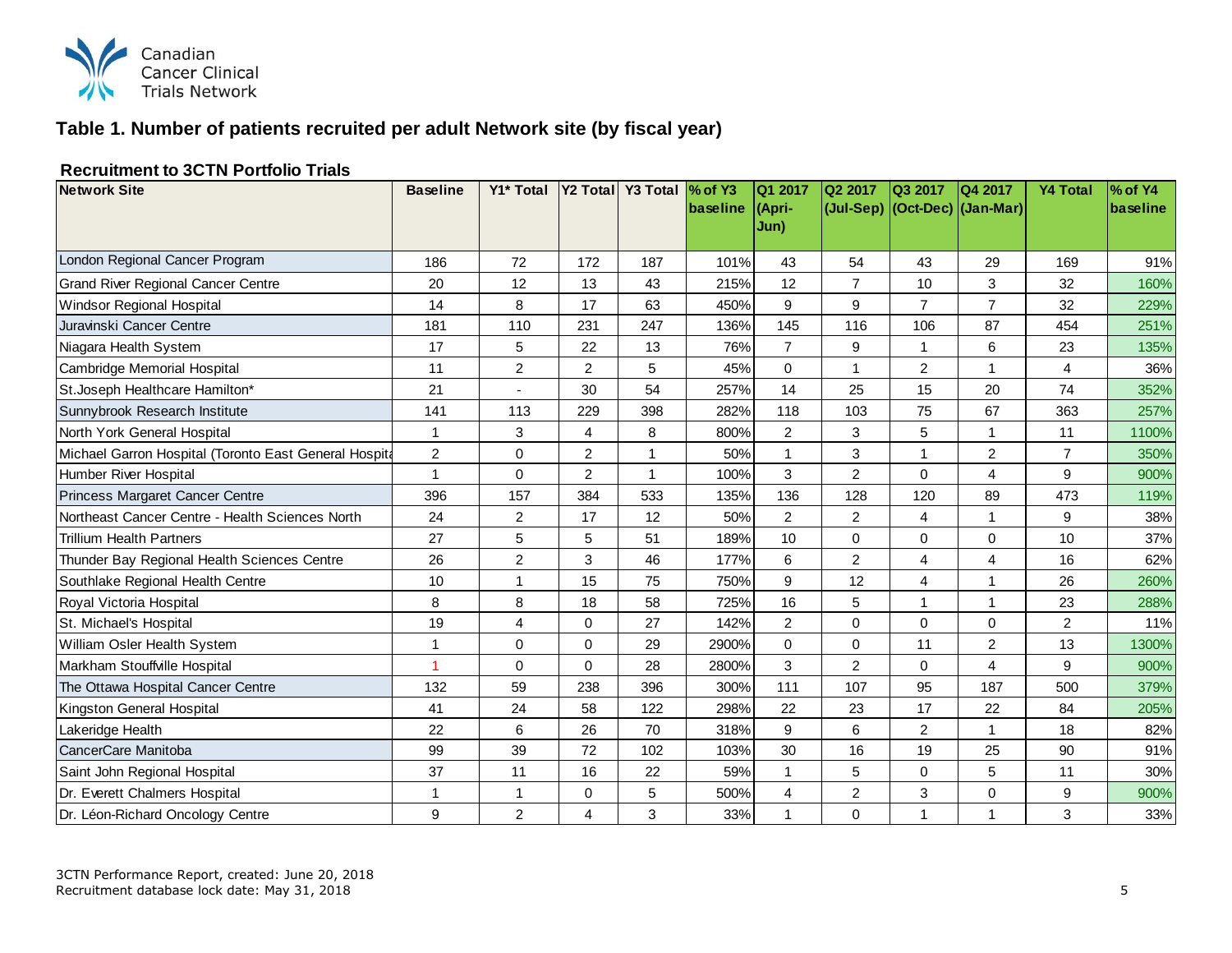## Table 1. Number of patients recruited per adult Network site (by fiscal year)

### Recruitment to 3CTN Portfolio Trials

| Network Site | Baseline | Y1* Total | Y2 Total | Y3 Total | % of Y3 baseline | Q1 2017 (Apri-Jun) | Q2 2017 (Jul-Sep) | Q3 2017 (Oct-Dec) | Q4 2017 (Jan-Mar) | Y4 Total | % of Y4 baseline |
|---|---|---|---|---|---|---|---|---|---|---|---|
| London Regional Cancer Program | 186 | 72 | 172 | 187 | 101% | 43 | 54 | 43 | 29 | 169 | 91% |
| Grand River Regional Cancer Centre | 20 | 12 | 13 | 43 | 215% | 12 | 7 | 10 | 3 | 32 | 160% |
| Windsor Regional Hospital | 14 | 8 | 17 | 63 | 450% | 9 | 9 | 7 | 7 | 32 | 229% |
| Juravinski Cancer Centre | 181 | 110 | 231 | 247 | 136% | 145 | 116 | 106 | 87 | 454 | 251% |
| Niagara Health System | 17 | 5 | 22 | 13 | 76% | 7 | 9 | 1 | 6 | 23 | 135% |
| Cambridge Memorial Hospital | 11 | 2 | 2 | 5 | 45% | 0 | 1 | 2 | 1 | 4 | 36% |
| St.Joseph Healthcare Hamilton* | 21 | - | 30 | 54 | 257% | 14 | 25 | 15 | 20 | 74 | 352% |
| Sunnybrook Research Institute | 141 | 113 | 229 | 398 | 282% | 118 | 103 | 75 | 67 | 363 | 257% |
| North York General Hospital | 1 | 3 | 4 | 8 | 800% | 2 | 3 | 5 | 1 | 11 | 1100% |
| Michael Garron Hospital (Toronto East General Hospita | 2 | 0 | 2 | 1 | 50% | 1 | 3 | 1 | 2 | 7 | 350% |
| Humber River Hospital | 1 | 0 | 2 | 1 | 100% | 3 | 2 | 0 | 4 | 9 | 900% |
| Princess Margaret Cancer Centre | 396 | 157 | 384 | 533 | 135% | 136 | 128 | 120 | 89 | 473 | 119% |
| Northeast Cancer Centre - Health Sciences North | 24 | 2 | 17 | 12 | 50% | 2 | 2 | 4 | 1 | 9 | 38% |
| Trillium Health Partners | 27 | 5 | 5 | 51 | 189% | 10 | 0 | 0 | 0 | 10 | 37% |
| Thunder Bay Regional Health Sciences Centre | 26 | 2 | 3 | 46 | 177% | 6 | 2 | 4 | 4 | 16 | 62% |
| Southlake Regional Health Centre | 10 | 1 | 15 | 75 | 750% | 9 | 12 | 4 | 1 | 26 | 260% |
| Royal Victoria Hospital | 8 | 8 | 18 | 58 | 725% | 16 | 5 | 1 | 1 | 23 | 288% |
| St. Michael's Hospital | 19 | 4 | 0 | 27 | 142% | 2 | 0 | 0 | 0 | 2 | 11% |
| William Osler Health System | 1 | 0 | 0 | 29 | 2900% | 0 | 0 | 11 | 2 | 13 | 1300% |
| Markham Stouffville Hospital | 1 | 0 | 0 | 28 | 2800% | 3 | 2 | 0 | 4 | 9 | 900% |
| The Ottawa Hospital Cancer Centre | 132 | 59 | 238 | 396 | 300% | 111 | 107 | 95 | 187 | 500 | 379% |
| Kingston General Hospital | 41 | 24 | 58 | 122 | 298% | 22 | 23 | 17 | 22 | 84 | 205% |
| Lakeridge Health | 22 | 6 | 26 | 70 | 318% | 9 | 6 | 2 | 1 | 18 | 82% |
| CancerCare Manitoba | 99 | 39 | 72 | 102 | 103% | 30 | 16 | 19 | 25 | 90 | 91% |
| Saint John Regional Hospital | 37 | 11 | 16 | 22 | 59% | 1 | 5 | 0 | 5 | 11 | 30% |
| Dr. Everett Chalmers Hospital | 1 | 1 | 0 | 5 | 500% | 4 | 2 | 3 | 0 | 9 | 900% |
| Dr. Léon-Richard Oncology Centre | 9 | 2 | 4 | 3 | 33% | 1 | 0 | 1 | 1 | 3 | 33% |

3CTN Performance Report, created: June 20, 2018
Recruitment database lock date: May 31, 2018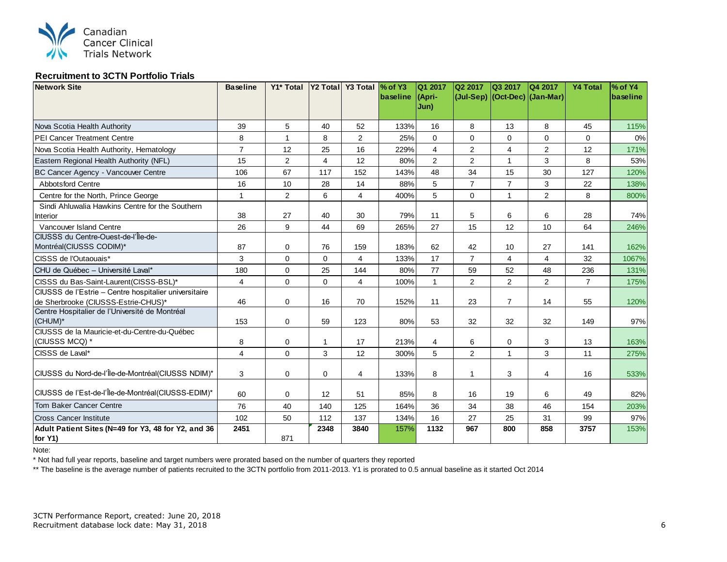Canadian Cancer Clinical Trials Network

## Recruitment to 3CTN Portfolio Trials

| Network Site | Baseline | Y1* Total | Y2 Total | Y3 Total | % of Y3 baseline | Q1 2017 (Apri-Jun) | Q2 2017 (Jul-Sep) | Q3 2017 (Oct-Dec) | Q4 2017 (Jan-Mar) | Y4 Total | % of Y4 baseline |
|---|---|---|---|---|---|---|---|---|---|---|---|
| Nova Scotia Health Authority | 39 | 5 | 40 | 52 | 133% | 16 | 8 | 13 | 8 | 45 | 115% |
| PEI Cancer Treatment Centre | 8 | 1 | 8 | 2 | 25% | 0 | 0 | 0 | 0 | 0 | 0% |
| Nova Scotia Health Authority, Hematology | 7 | 12 | 25 | 16 | 229% | 4 | 2 | 4 | 2 | 12 | 171% |
| Eastern Regional Health Authority (NFL) | 15 | 2 | 4 | 12 | 80% | 2 | 2 | 1 | 3 | 8 | 53% |
| BC Cancer Agency - Vancouver Centre | 106 | 67 | 117 | 152 | 143% | 48 | 34 | 15 | 30 | 127 | 120% |
| Abbotsford Centre | 16 | 10 | 28 | 14 | 88% | 5 | 7 | 7 | 3 | 22 | 138% |
| Centre for the North, Prince George | 1 | 2 | 6 | 4 | 400% | 5 | 0 | 1 | 2 | 8 | 800% |
| Sindi Ahluwalia Hawkins Centre for the Southern Interior | 38 | 27 | 40 | 30 | 79% | 11 | 5 | 6 | 6 | 28 | 74% |
| Vancouver Island Centre | 26 | 9 | 44 | 69 | 265% | 27 | 15 | 12 | 10 | 64 | 246% |
| CIUSSS du Centre-Ouest-de-l'Île-de-Montréal(CIUSSS CODIM)* | 87 | 0 | 76 | 159 | 183% | 62 | 42 | 10 | 27 | 141 | 162% |
| CISSS de l'Outaouais* | 3 | 0 | 0 | 4 | 133% | 17 | 7 | 4 | 4 | 32 | 1067% |
| CHU de Québec – Université Laval* | 180 | 0 | 25 | 144 | 80% | 77 | 59 | 52 | 48 | 236 | 131% |
| CISSS du Bas-Saint-Laurent(CISSS-BSL)* | 4 | 0 | 0 | 4 | 100% | 1 | 2 | 2 | 2 | 7 | 175% |
| CIUSSS de l'Estrie – Centre hospitalier universitaire de Sherbrooke (CIUSSS-Estrie-CHUS)* | 46 | 0 | 16 | 70 | 152% | 11 | 23 | 7 | 14 | 55 | 120% |
| Centre Hospitalier de l'Université de Montréal (CHUM)* | 153 | 0 | 59 | 123 | 80% | 53 | 32 | 32 | 32 | 149 | 97% |
| CIUSSS de la Mauricie-et-du-Centre-du-Québec (CIUSSS MCQ) * | 8 | 0 | 1 | 17 | 213% | 4 | 6 | 0 | 3 | 13 | 163% |
| CISSS de Laval* | 4 | 0 | 3 | 12 | 300% | 5 | 2 | 1 | 3 | 11 | 275% |
| CIUSSS du Nord-de-l'Île-de-Montréal(CIUSSS NDIM)* | 3 | 0 | 0 | 4 | 133% | 8 | 1 | 3 | 4 | 16 | 533% |
| CIUSSS de l'Est-de-l'Île-de-Montréal(CIUSSS-EDIM)* | 60 | 0 | 12 | 51 | 85% | 8 | 16 | 19 | 6 | 49 | 82% |
| Tom Baker Cancer Centre | 76 | 40 | 140 | 125 | 164% | 36 | 34 | 38 | 46 | 154 | 203% |
| Cross Cancer Institute | 102 | 50 | 112 | 137 | 134% | 16 | 27 | 25 | 31 | 99 | 97% |
| **Adult Patient Sites (N=49 for Y3, 48 for Y2, and 36 for Y1)** | **2451** | 871 | **2348** | **3840** | 157% | **1132** | **967** | **800** | **858** | **3757** | 153% |

Note:

\* Not had full year reports, baseline and target numbers were prorated based on the number of quarters they reported

\** The baseline is the average number of patients recruited to the 3CTN portfolio from 2011-2013. Y1 is prorated to 0.5 annual baseline as it started Oct 2014

3CTN Performance Report, created: June 20, 2018
Recruitment database lock date: May 31, 2018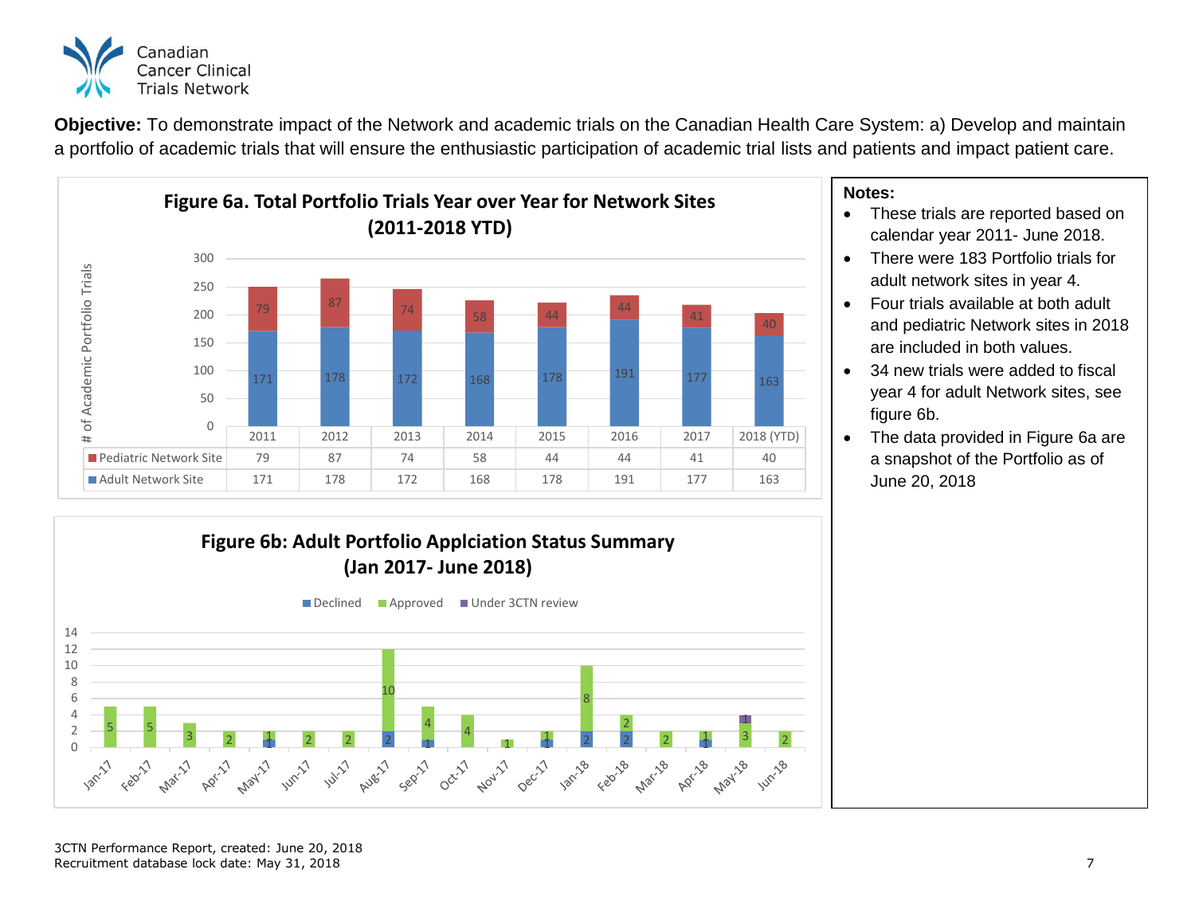**Objective:** To demonstrate impact of the Network and academic trials on the Canadian Health Care System: a) Develop and maintain a portfolio of academic trials that will ensure the enthusiastic participation of academic trial lists and patients and impact patient care.

**Figure 6a. Total Portfolio Trials Year over Year for Network Sites (2011-2018 YTD)**

| | 2011 | 2012 | 2013 | 2014 | 2015 | 2016 | 2017 | 2018 (YTD) |
|---|---|---|---|---|---|---|---|---|
| Pediatric Network Site | 79 | 87 | 74 | 58 | 44 | 44 | 41 | 40 |
| Adult Network Site | 171 | 178 | 172 | 168 | 178 | 191 | 177 | 163 |

**Figure 6b: Adult Portfolio Applciation Status Summary (Jan 2017- June 2018)**

| | Jan-17 | Feb-17 | Mar-17 | Apr-17 | May-17 | Jun-17 | Jul-17 | Aug-17 | Sep-17 | Oct-17 | Nov-17 | Dec-17 | Jan-18 | Feb-18 | Mar-18 | Apr-18 | May-18 | Jun-18 |
|---|---|---|---|---|---|---|---|---|---|---|---|---|---|---|---|---|---|---|
| Declined | | | | | 1 | | | 2 | 1 | | | 1 | 2 | 2 | | 1 | | |
| Approved | 5 | 5 | 3 | 2 | 1 | 2 | 2 | 10 | 4 | 4 | 1 | 1 | 8 | 2 | 2 | 1 | 3 | 2 |
| Under 3CTN review | | | | | | | | | | | | | | | | | 1 | |

**Notes:**

- These trials are reported based on calendar year 2011- June 2018.
- There were 183 Portfolio trials for adult network sites in year 4.
- Four trials available at both adult and pediatric Network sites in 2018 are included in both values.
- 34 new trials were added to fiscal year 4 for adult Network sites, see figure 6b.
- The data provided in Figure 6a are a snapshot of the Portfolio as of June 20, 2018

3CTN Performance Report, created: June 20, 2018
Recruitment database lock date: May 31, 2018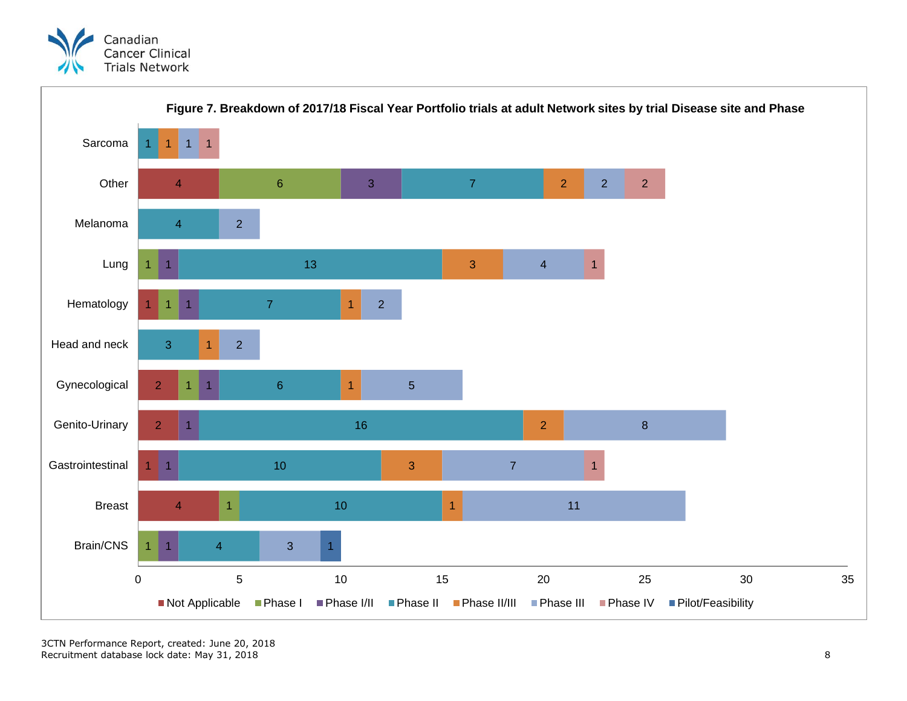**Figure 7. Breakdown of 2017/18 Fiscal Year Portfolio trials at adult Network sites by trial Disease site and Phase**

| Disease site | Not Applicable | Phase I | Phase I/II | Phase II | Phase II/III | Phase III | Phase IV | Pilot/Feasibility |
|---|---|---|---|---|---|---|---|---|
| Sarcoma | | | | 1 | 1 | 1 | 1 | |
| Other | 4 | 6 | 3 | 7 | 2 | 2 | 2 | |
| Melanoma | | | | 4 | | 2 | | |
| Lung | | 1 | 1 | 13 | 3 | 4 | 1 | |
| Hematology | 1 | 1 | 1 | 7 | 1 | 2 | | |
| Head and neck | | | | 3 | 1 | 2 | | |
| Gynecological | 2 | 1 | 1 | 6 | 1 | 5 | | |
| Genito-Urinary | 2 | | 1 | 16 | 2 | 8 | | |
| Gastrointestinal | 1 | | 1 | 10 | 3 | 7 | 1 | |
| Breast | 4 | 1 | | 10 | 1 | 11 | | |
| Brain/CNS | | 1 | 1 | 4 | | 3 | | 1 |

3CTN Performance Report, created: June 20, 2018
Recruitment database lock date: May 31, 2018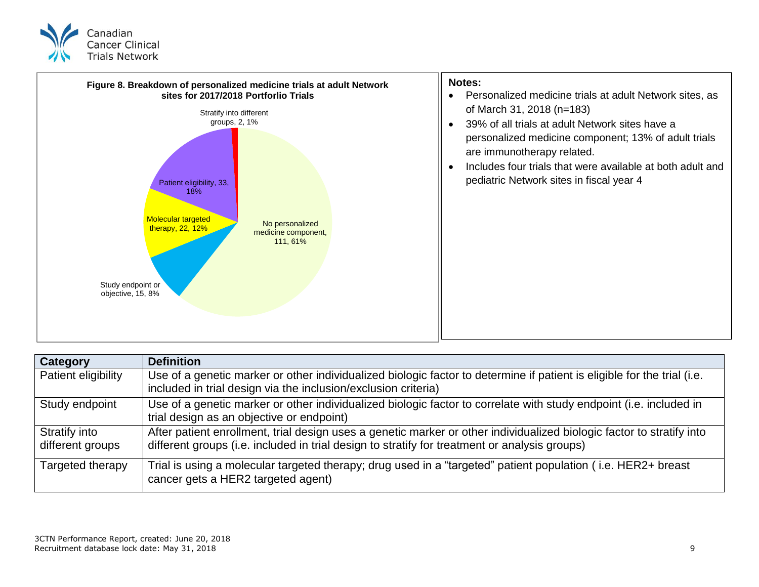**Figure 8. Breakdown of personalized medicine trials at adult Network sites for 2017/2018 Portforlio Trials**

- No personalized medicine component, 111, 61%
- Patient eligibility, 33, 18%
- Molecular targeted therapy, 22, 12%
- Study endpoint or objective, 15, 8%
- Stratify into different groups, 2, 1%

**Notes:**

- Personalized medicine trials at adult Network sites, as of March 31, 2018 (n=183)
- 39% of all trials at adult Network sites have a personalized medicine component; 13% of adult trials are immunotherapy related.
- Includes four trials that were available at both adult and pediatric Network sites in fiscal year 4

| Category | Definition |
|---|---|
| Patient eligibility | Use of a genetic marker or other individualized biologic factor to determine if patient is eligible for the trial (i.e. included in trial design via the inclusion/exclusion criteria) |
| Study endpoint | Use of a genetic marker or other individualized biologic factor to correlate with study endpoint (i.e. included in trial design as an objective or endpoint) |
| Stratify into different groups | After patient enrollment, trial design uses a genetic marker or other individualized biologic factor to stratify into different groups (i.e. included in trial design to stratify for treatment or analysis groups) |
| Targeted therapy | Trial is using a molecular targeted therapy; drug used in a "targeted" patient population ( i.e. HER2+ breast cancer gets a HER2 targeted agent) |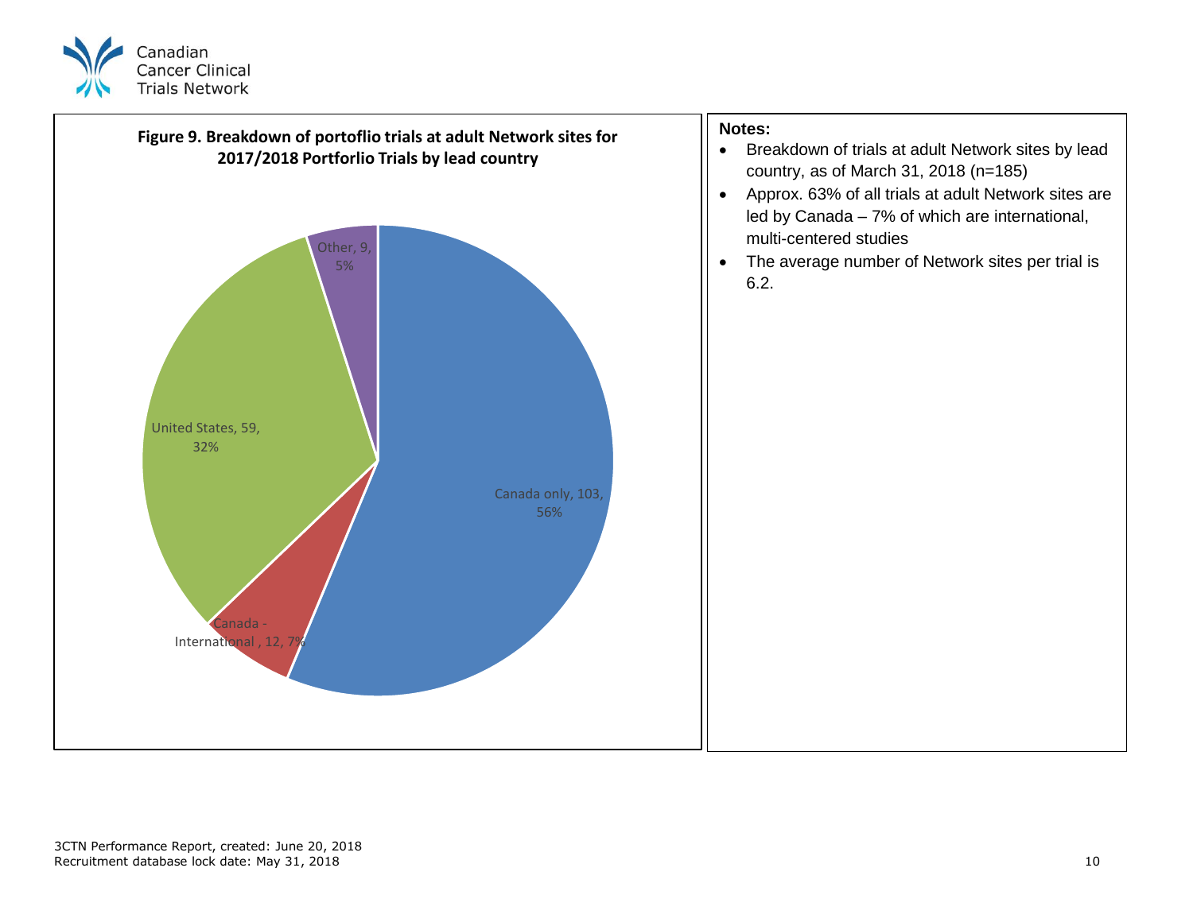**Figure 9. Breakdown of portoflio trials at adult Network sites for 2017/2018 Portforlio Trials by lead country**

| Lead country | Number of trials | Percentage |
| --- | --- | --- |
| Canada only | 103 | 56% |
| Canada - International | 12 | 7% |
| United States | 59 | 32% |
| Other | 9 | 5% |

**Notes:**

- Breakdown of trials at adult Network sites by lead country, as of March 31, 2018 (n=185)
- Approx. 63% of all trials at adult Network sites are led by Canada – 7% of which are international, multi-centered studies
- The average number of Network sites per trial is 6.2.

3CTN Performance Report, created: June 20, 2018
Recruitment database lock date: May 31, 2018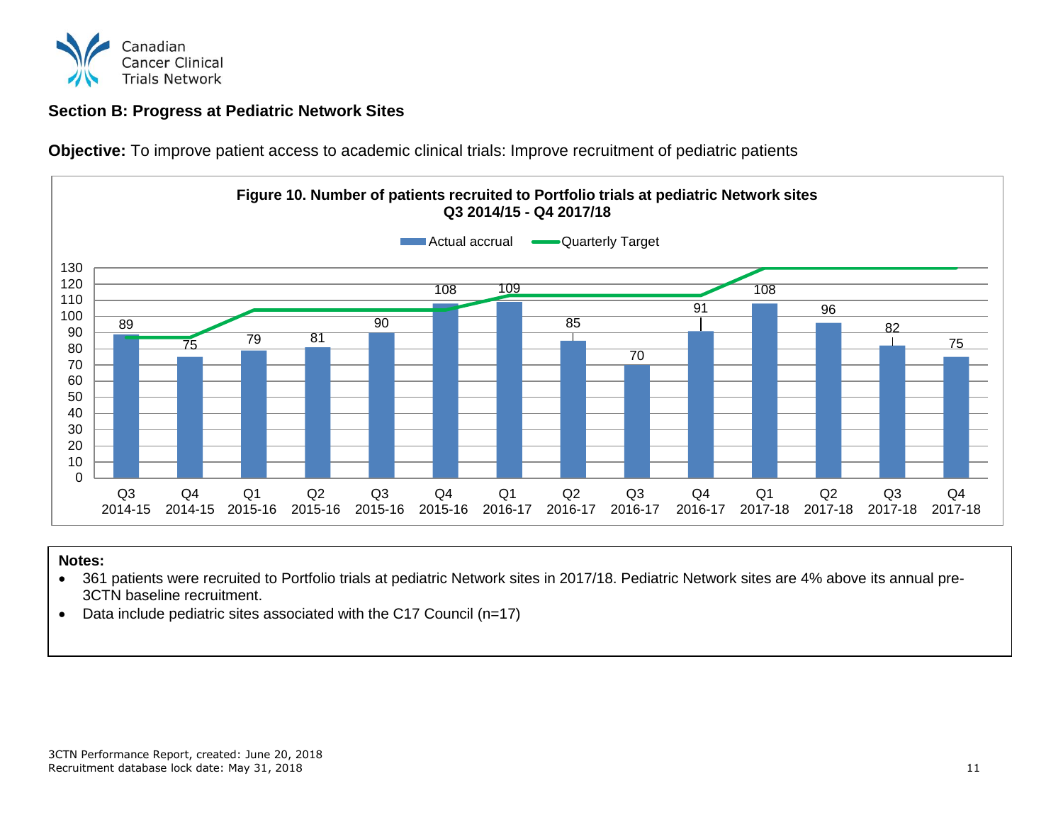## Section B: Progress at Pediatric Network Sites

**Objective:** To improve patient access to academic clinical trials: Improve recruitment of pediatric patients

**Figure 10. Number of patients recruited to Portfolio trials at pediatric Network sites Q3 2014/15 - Q4 2017/18**

| Quarter | Actual accrual |
|---|---|
| Q3 2014-15 | 89 |
| Q4 2014-15 | 75 |
| Q1 2015-16 | 79 |
| Q2 2015-16 | 81 |
| Q3 2015-16 | 90 |
| Q4 2015-16 | 108 |
| Q1 2016-17 | 109 |
| Q2 2016-17 | 85 |
| Q3 2016-17 | 70 |
| Q4 2016-17 | 91 |
| Q1 2017-18 | 108 |
| Q2 2017-18 | 96 |
| Q3 2017-18 | 82 |
| Q4 2017-18 | 75 |

**Notes:**

- 361 patients were recruited to Portfolio trials at pediatric Network sites in 2017/18. Pediatric Network sites are 4% above its annual pre-3CTN baseline recruitment.
- Data include pediatric sites associated with the C17 Council (n=17)

3CTN Performance Report, created: June 20, 2018
Recruitment database lock date: May 31, 2018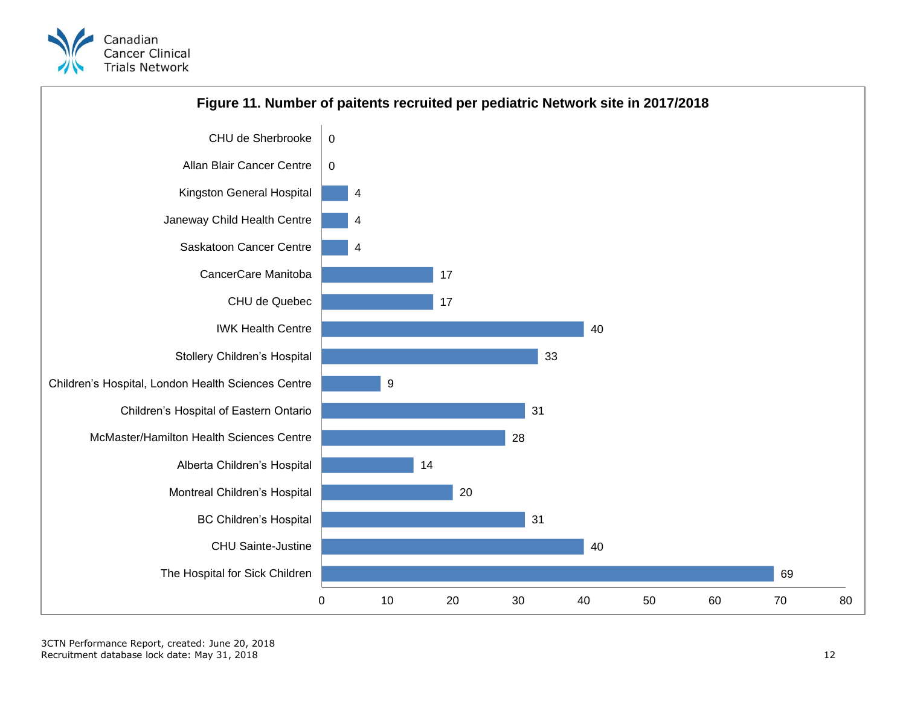**Figure 11. Number of paitents recruited per pediatric Network site in 2017/2018**

| Site | Patients recruited |
|---|---|
| CHU de Sherbrooke | 0 |
| Allan Blair Cancer Centre | 0 |
| Kingston General Hospital | 4 |
| Janeway Child Health Centre | 4 |
| Saskatoon Cancer Centre | 4 |
| CancerCare Manitoba | 17 |
| CHU de Quebec | 17 |
| IWK Health Centre | 40 |
| Stollery Children's Hospital | 33 |
| Children's Hospital, London Health Sciences Centre | 9 |
| Children's Hospital of Eastern Ontario | 31 |
| McMaster/Hamilton Health Sciences Centre | 28 |
| Alberta Children's Hospital | 14 |
| Montreal Children's Hospital | 20 |
| BC Children's Hospital | 31 |
| CHU Sainte-Justine | 40 |
| The Hospital for Sick Children | 69 |

3CTN Performance Report, created: June 20, 2018
Recruitment database lock date: May 31, 2018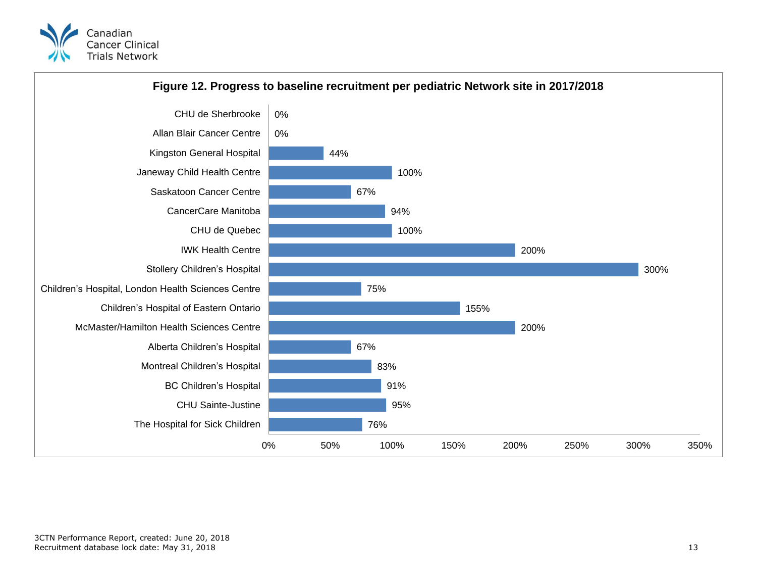**Figure 12. Progress to baseline recruitment per pediatric Network site in 2017/2018**

| Site | Progress to baseline recruitment |
|---|---|
| CHU de Sherbrooke | 0% |
| Allan Blair Cancer Centre | 0% |
| Kingston General Hospital | 44% |
| Janeway Child Health Centre | 100% |
| Saskatoon Cancer Centre | 67% |
| CancerCare Manitoba | 94% |
| CHU de Quebec | 100% |
| IWK Health Centre | 200% |
| Stollery Children's Hospital | 300% |
| Children's Hospital, London Health Sciences Centre | 75% |
| Children's Hospital of Eastern Ontario | 155% |
| McMaster/Hamilton Health Sciences Centre | 200% |
| Alberta Children's Hospital | 67% |
| Montreal Children's Hospital | 83% |
| BC Children's Hospital | 91% |
| CHU Sainte-Justine | 95% |
| The Hospital for Sick Children | 76% |

3CTN Performance Report, created: June 20, 2018
Recruitment database lock date: May 31, 2018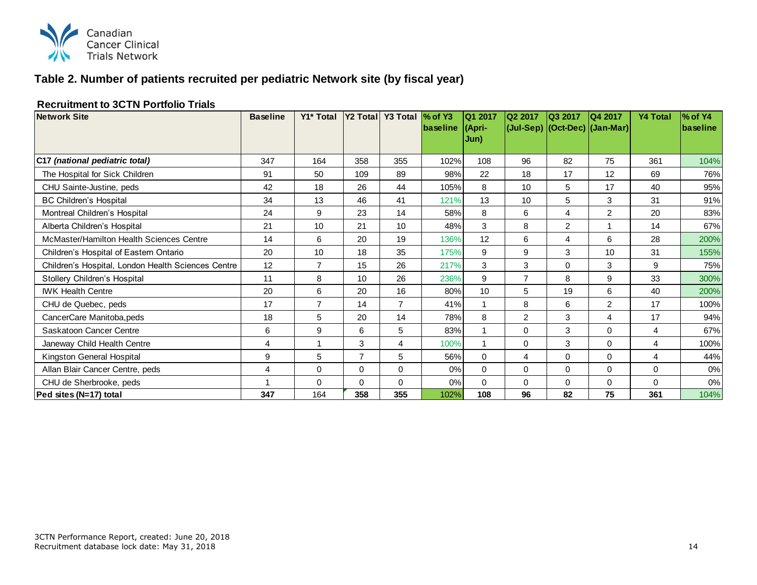## Table 2. Number of patients recruited per pediatric Network site (by fiscal year)

### Recruitment to 3CTN Portfolio Trials

| Network Site | Baseline | Y1* Total | Y2 Total | Y3 Total | % of Y3 baseline | Q1 2017 (Apri-Jun) | Q2 2017 (Jul-Sep) | Q3 2017 (Oct-Dec) | Q4 2017 (Jan-Mar) | Y4 Total | % of Y4 baseline |
|---|---|---|---|---|---|---|---|---|---|---|---|
| **C17 *(national pediatric total)*** | 347 | 164 | 358 | 355 | 102% | 108 | 96 | 82 | 75 | 361 | 104% |
| The Hospital for Sick Children | 91 | 50 | 109 | 89 | 98% | 22 | 18 | 17 | 12 | 69 | 76% |
| CHU Sainte-Justine, peds | 42 | 18 | 26 | 44 | 105% | 8 | 10 | 5 | 17 | 40 | 95% |
| BC Children's Hospital | 34 | 13 | 46 | 41 | 121% | 13 | 10 | 5 | 3 | 31 | 91% |
| Montreal Children's Hospital | 24 | 9 | 23 | 14 | 58% | 8 | 6 | 4 | 2 | 20 | 83% |
| Alberta Children's Hospital | 21 | 10 | 21 | 10 | 48% | 3 | 8 | 2 | 1 | 14 | 67% |
| McMaster/Hamilton Health Sciences Centre | 14 | 6 | 20 | 19 | 136% | 12 | 6 | 4 | 6 | 28 | 200% |
| Children's Hospital of Eastern Ontario | 20 | 10 | 18 | 35 | 175% | 9 | 9 | 3 | 10 | 31 | 155% |
| Children's Hospital, London Health Sciences Centre | 12 | 7 | 15 | 26 | 217% | 3 | 3 | 0 | 3 | 9 | 75% |
| Stollery Children's Hospital | 11 | 8 | 10 | 26 | 236% | 9 | 7 | 8 | 9 | 33 | 300% |
| IWK Health Centre | 20 | 6 | 20 | 16 | 80% | 10 | 5 | 19 | 6 | 40 | 200% |
| CHU de Quebec, peds | 17 | 7 | 14 | 7 | 41% | 1 | 8 | 6 | 2 | 17 | 100% |
| CancerCare Manitoba,peds | 18 | 5 | 20 | 14 | 78% | 8 | 2 | 3 | 4 | 17 | 94% |
| Saskatoon Cancer Centre | 6 | 9 | 6 | 5 | 83% | 1 | 0 | 3 | 0 | 4 | 67% |
| Janeway Child Health Centre | 4 | 1 | 3 | 4 | 100% | 1 | 0 | 3 | 0 | 4 | 100% |
| Kingston General Hospital | 9 | 5 | 7 | 5 | 56% | 0 | 4 | 0 | 0 | 4 | 44% |
| Allan Blair Cancer Centre, peds | 4 | 0 | 0 | 0 | 0% | 0 | 0 | 0 | 0 | 0 | 0% |
| CHU de Sherbrooke, peds | 1 | 0 | 0 | 0 | 0% | 0 | 0 | 0 | 0 | 0 | 0% |
| **Ped sites (N=17) total** | **347** | 164 | **358** | **355** | 102% | **108** | **96** | **82** | **75** | **361** | 104% |

3CTN Performance Report, created: June 20, 2018
Recruitment database lock date: May 31, 2018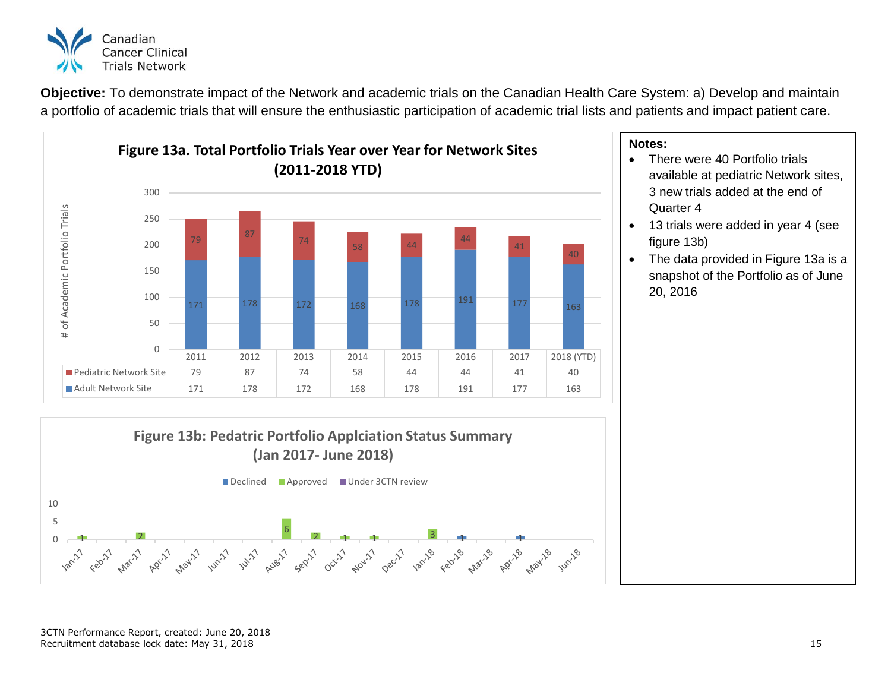**Objective:** To demonstrate impact of the Network and academic trials on the Canadian Health Care System: a) Develop and maintain a portfolio of academic trials that will ensure the enthusiastic participation of academic trial lists and patients and impact patient care.

**Figure 13a. Total Portfolio Trials Year over Year for Network Sites (2011-2018 YTD)**

| | 2011 | 2012 | 2013 | 2014 | 2015 | 2016 | 2017 | 2018 (YTD) |
|---|---|---|---|---|---|---|---|---|
| Pediatric Network Site | 79 | 87 | 74 | 58 | 44 | 44 | 41 | 40 |
| Adult Network Site | 171 | 178 | 172 | 168 | 178 | 191 | 177 | 163 |

**Figure 13b: Pedatric Portfolio Applciation Status Summary (Jan 2017- June 2018)**

| Month | Declined | Approved | Under 3CTN review |
|---|---|---|---|
| Jan-17 | | 1 | |
| Feb-17 | | | |
| Mar-17 | | 2 | |
| Apr-17 | | | |
| May-17 | | | |
| Jun-17 | | | |
| Jul-17 | | | |
| Aug-17 | | 6 | |
| Sep-17 | | 2 | |
| Oct-17 | | 1 | |
| Nov-17 | | 1 | |
| Dec-17 | | | |
| Jan-18 | | 3 | |
| Feb-18 | 1 | | |
| Mar-18 | | | |
| Apr-18 | 1 | | |
| May-18 | | | |
| Jun-18 | | | |

**Notes:**

- There were 40 Portfolio trials available at pediatric Network sites, 3 new trials added at the end of Quarter 4
- 13 trials were added in year 4 (see figure 13b)
- The data provided in Figure 13a is a snapshot of the Portfolio as of June 20, 2016

3CTN Performance Report, created: June 20, 2018
Recruitment database lock date: May 31, 2018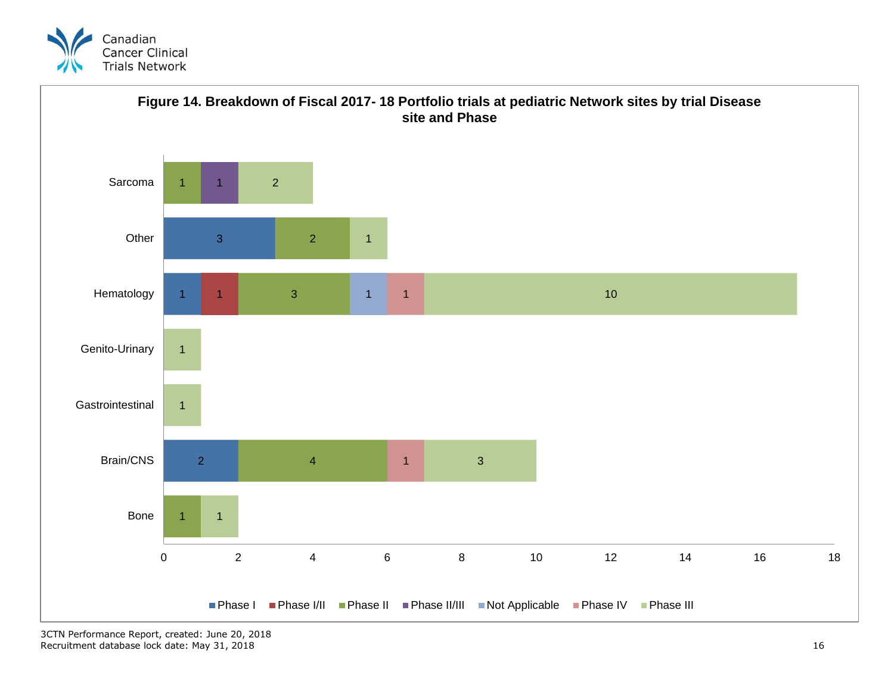**Figure 14. Breakdown of Fiscal 2017- 18 Portfolio trials at pediatric Network sites by trial Disease site and Phase**

| Disease site | Phase I | Phase I/II | Phase II | Phase II/III | Not Applicable | Phase IV | Phase III |
|---|---|---|---|---|---|---|---|
| Sarcoma | | | 1 | 1 | | | 2 |
| Other | 3 | | 2 | | | | 1 |
| Hematology | 1 | 1 | 3 | | 1 | 1 | 10 |
| Genito-Urinary | | | | | | | 1 |
| Gastrointestinal | | | | | | | 1 |
| Brain/CNS | 2 | | 4 | | | 1 | 3 |
| Bone | | | 1 | | | | 1 |

3CTN Performance Report, created: June 20, 2018
Recruitment database lock date: May 31, 2018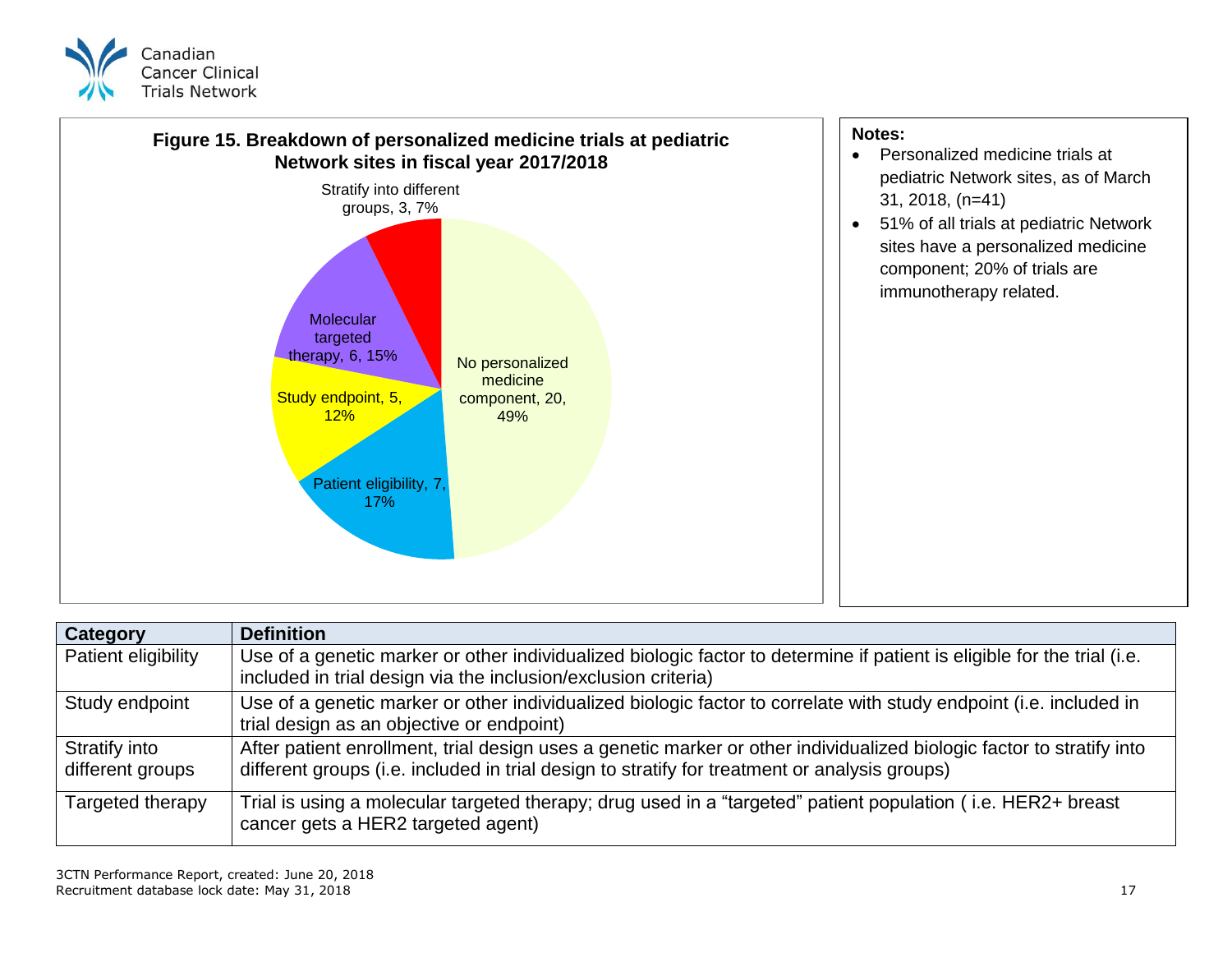**Figure 15. Breakdown of personalized medicine trials at pediatric Network sites in fiscal year 2017/2018**

| Category | Number | Percent |
|---|---|---|
| No personalized medicine component | 20 | 49% |
| Patient eligibility | 7 | 17% |
| Study endpoint | 5 | 12% |
| Molecular targeted therapy | 6 | 15% |
| Stratify into different groups | 3 | 7% |

**Notes:**

- Personalized medicine trials at pediatric Network sites, as of March 31, 2018, (n=41)
- 51% of all trials at pediatric Network sites have a personalized medicine component; 20% of trials are immunotherapy related.

| Category | Definition |
|---|---|
| Patient eligibility | Use of a genetic marker or other individualized biologic factor to determine if patient is eligible for the trial (i.e. included in trial design via the inclusion/exclusion criteria) |
| Study endpoint | Use of a genetic marker or other individualized biologic factor to correlate with study endpoint (i.e. included in trial design as an objective or endpoint) |
| Stratify into different groups | After patient enrollment, trial design uses a genetic marker or other individualized biologic factor to stratify into different groups (i.e. included in trial design to stratify for treatment or analysis groups) |
| Targeted therapy | Trial is using a molecular targeted therapy; drug used in a "targeted" patient population ( i.e. HER2+ breast cancer gets a HER2 targeted agent) |

3CTN Performance Report, created: June 20, 2018
Recruitment database lock date: May 31, 2018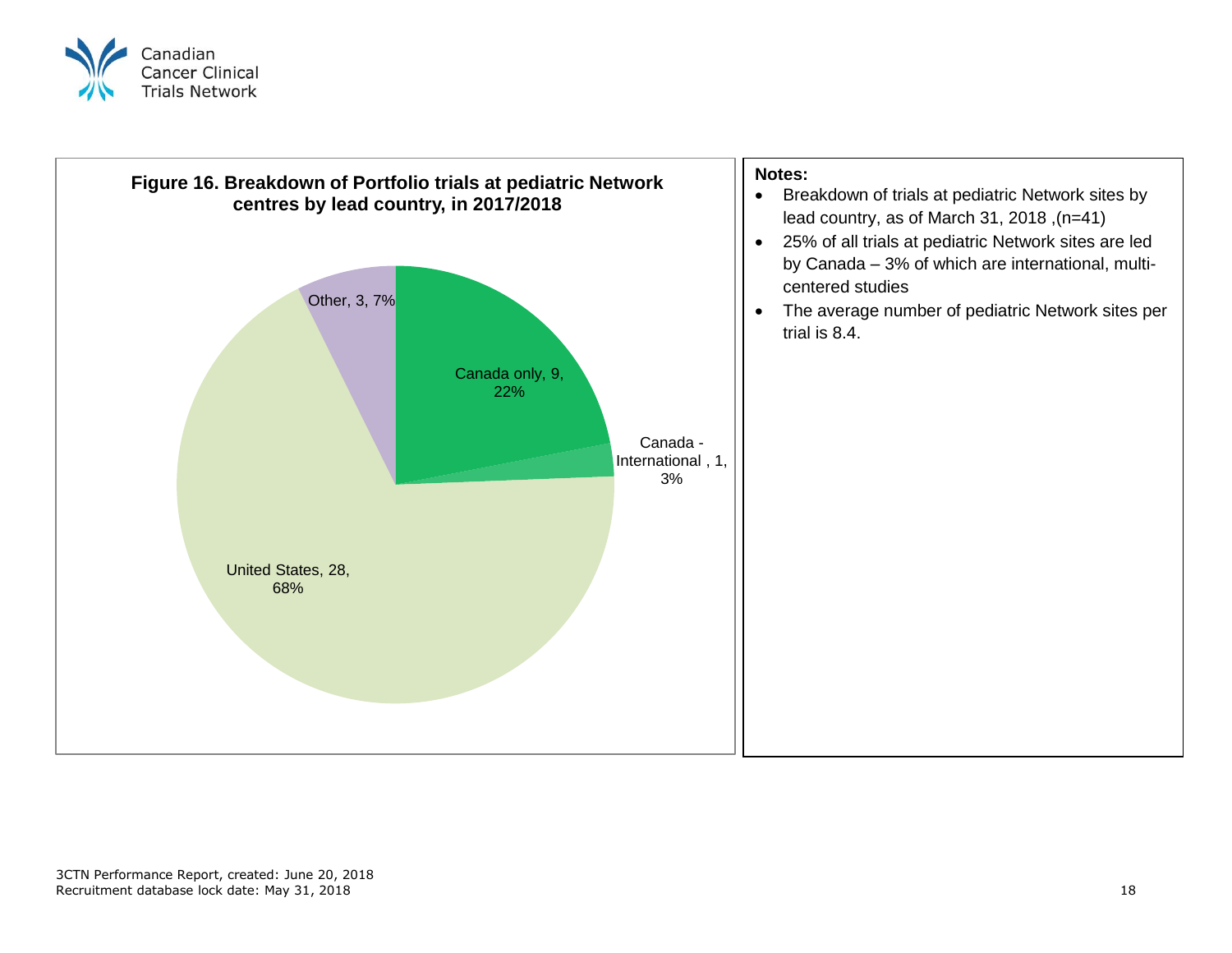**Figure 16. Breakdown of Portfolio trials at pediatric Network centres by lead country, in 2017/2018**

| Lead country | Number of trials | Percentage |
|---|---|---|
| Canada only | 9 | 22% |
| Canada - International | 1 | 3% |
| United States | 28 | 68% |
| Other | 3 | 7% |

**Notes:**

- Breakdown of trials at pediatric Network sites by lead country, as of March 31, 2018 ,(n=41)
- 25% of all trials at pediatric Network sites are led by Canada – 3% of which are international, multi-centered studies
- The average number of pediatric Network sites per trial is 8.4.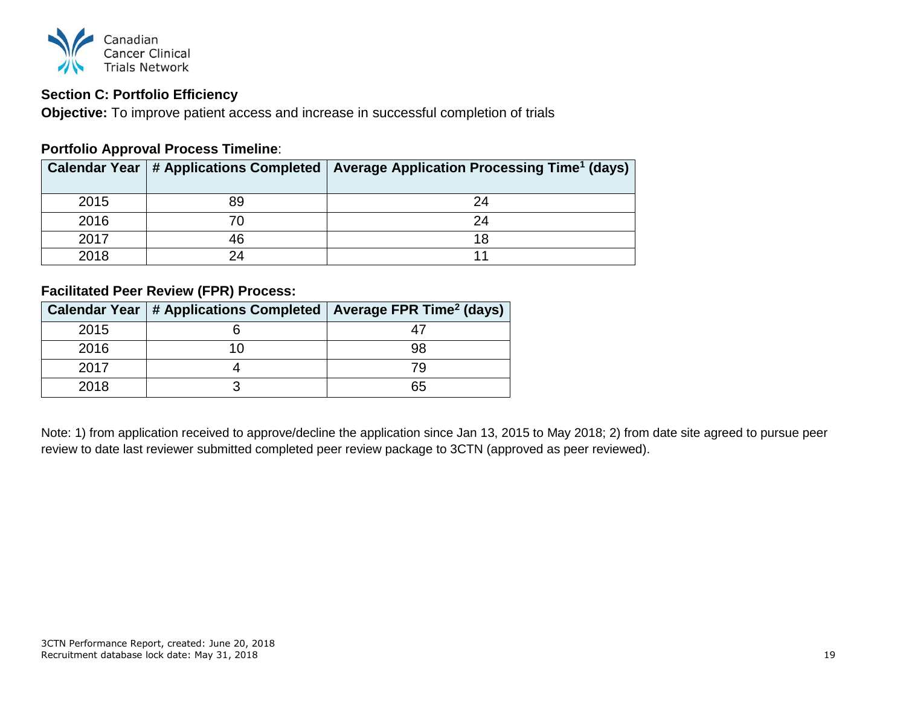### Section C: Portfolio Efficiency

**Objective:** To improve patient access and increase in successful completion of trials

**Portfolio Approval Process Timeline**:

| Calendar Year | # Applications Completed | Average Application Processing Time[1] (days) |
|---|---|---|
| 2015 | 89 | 24 |
| 2016 | 70 | 24 |
| 2017 | 46 | 18 |
| 2018 | 24 | 11 |

**Facilitated Peer Review (FPR) Process:**

| Calendar Year | # Applications Completed | Average FPR Time[2] (days) |
|---|---|---|
| 2015 | 6 | 47 |
| 2016 | 10 | 98 |
| 2017 | 4 | 79 |
| 2018 | 3 | 65 |

Note: 1) from application received to approve/decline the application since Jan 13, 2015 to May 2018; 2) from date site agreed to pursue peer review to date last reviewer submitted completed peer review package to 3CTN (approved as peer reviewed).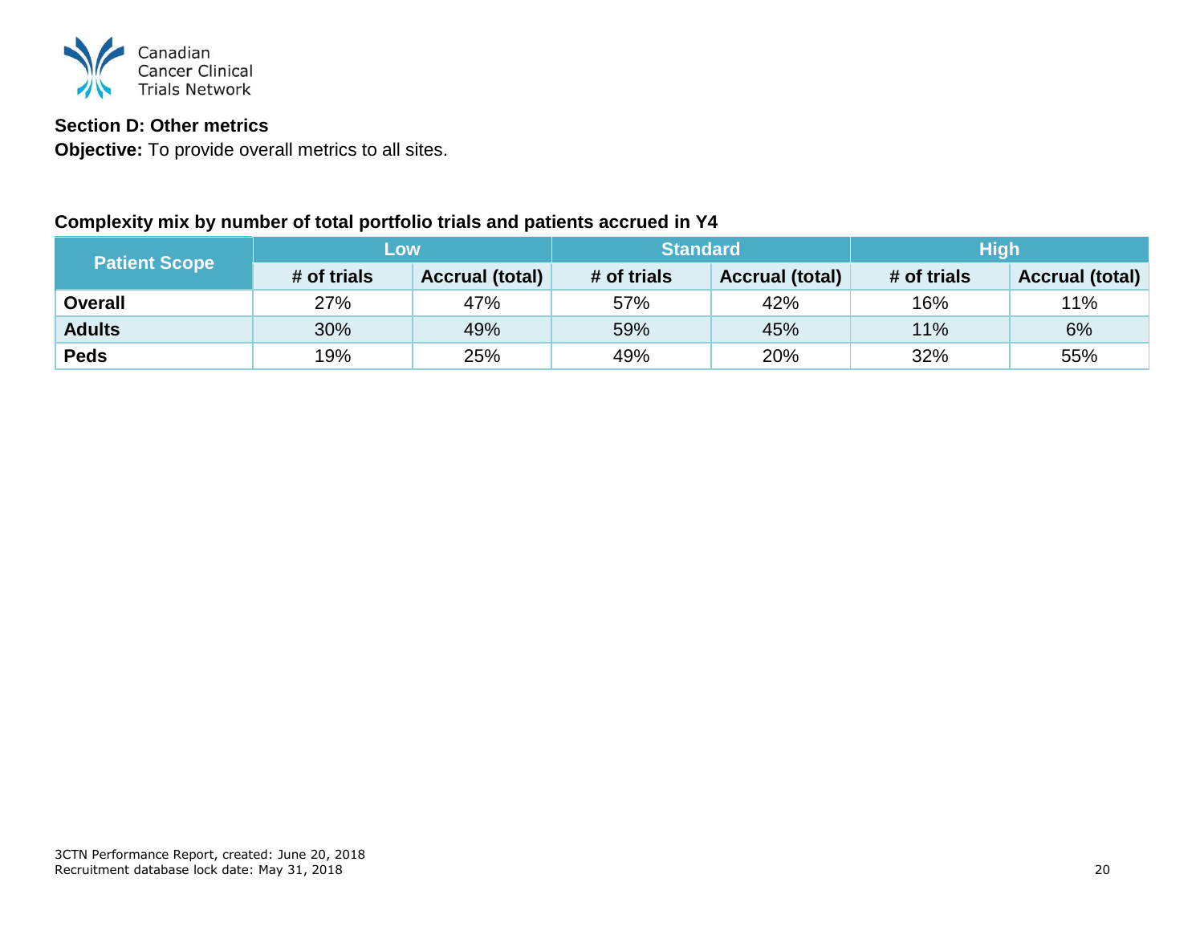**Section D: Other metrics**

**Objective:** To provide overall metrics to all sites.

**Complexity mix by number of total portfolio trials and patients accrued in Y4**

| Patient Scope | Low | | Standard | | High | |
|---|---|---|---|---|---|---|
| | # of trials | Accrual (total) | # of trials | Accrual (total) | # of trials | Accrual (total) |
| **Overall** | 27% | 47% | 57% | 42% | 16% | 11% |
| **Adults** | 30% | 49% | 59% | 45% | 11% | 6% |
| **Peds** | 19% | 25% | 49% | 20% | 32% | 55% |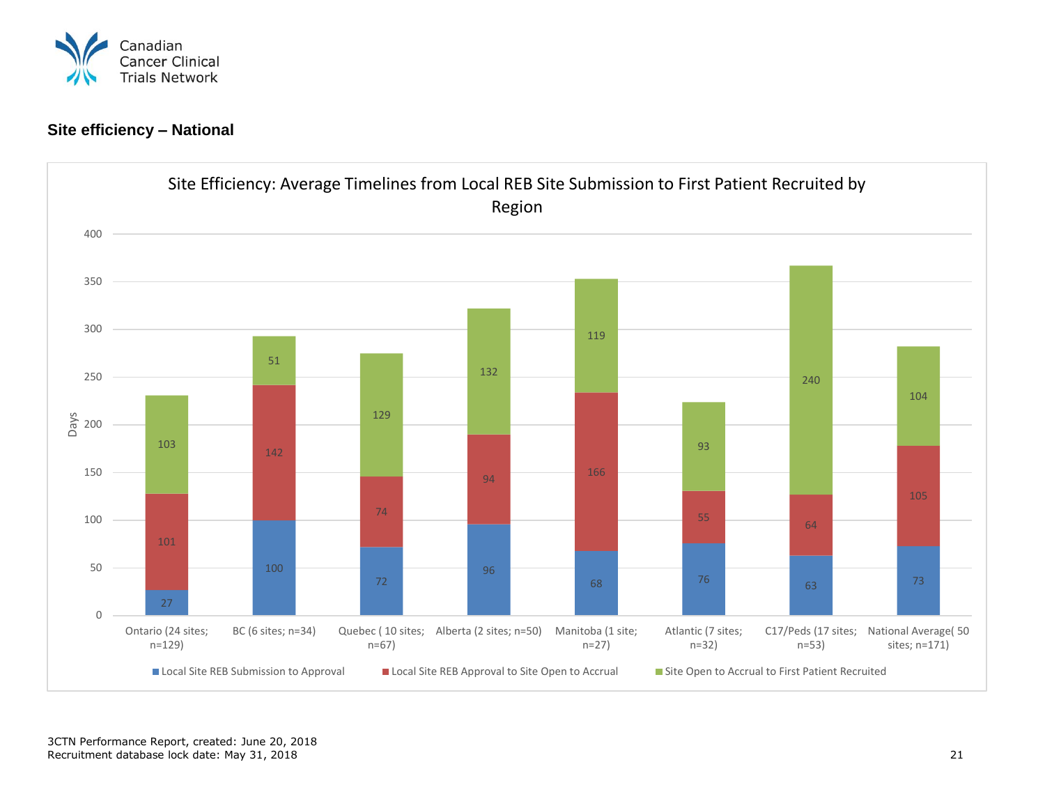Canadian Cancer Clinical Trials Network

## Site efficiency – National

**Site Efficiency: Average Timelines from Local REB Site Submission to First Patient Recruited by Region**

| Region | Local Site REB Submission to Approval | Local Site REB Approval to Site Open to Accrual | Site Open to Accrual to First Patient Recruited |
|---|---|---|---|
| Ontario (24 sites; n=129) | 27 | 101 | 103 |
| BC (6 sites; n=34) | 100 | 142 | 51 |
| Quebec ( 10 sites; n=67) | 72 | 74 | 129 |
| Alberta (2 sites; n=50) | 96 | 94 | 132 |
| Manitoba (1 site; n=27) | 68 | 166 | 119 |
| Atlantic (7 sites; n=32) | 76 | 55 | 93 |
| C17/Peds (17 sites; n=53) | 63 | 64 | 240 |
| National Average( 50 sites; n=171) | 73 | 105 | 104 |

3CTN Performance Report, created: June 20, 2018
Recruitment database lock date: May 31, 2018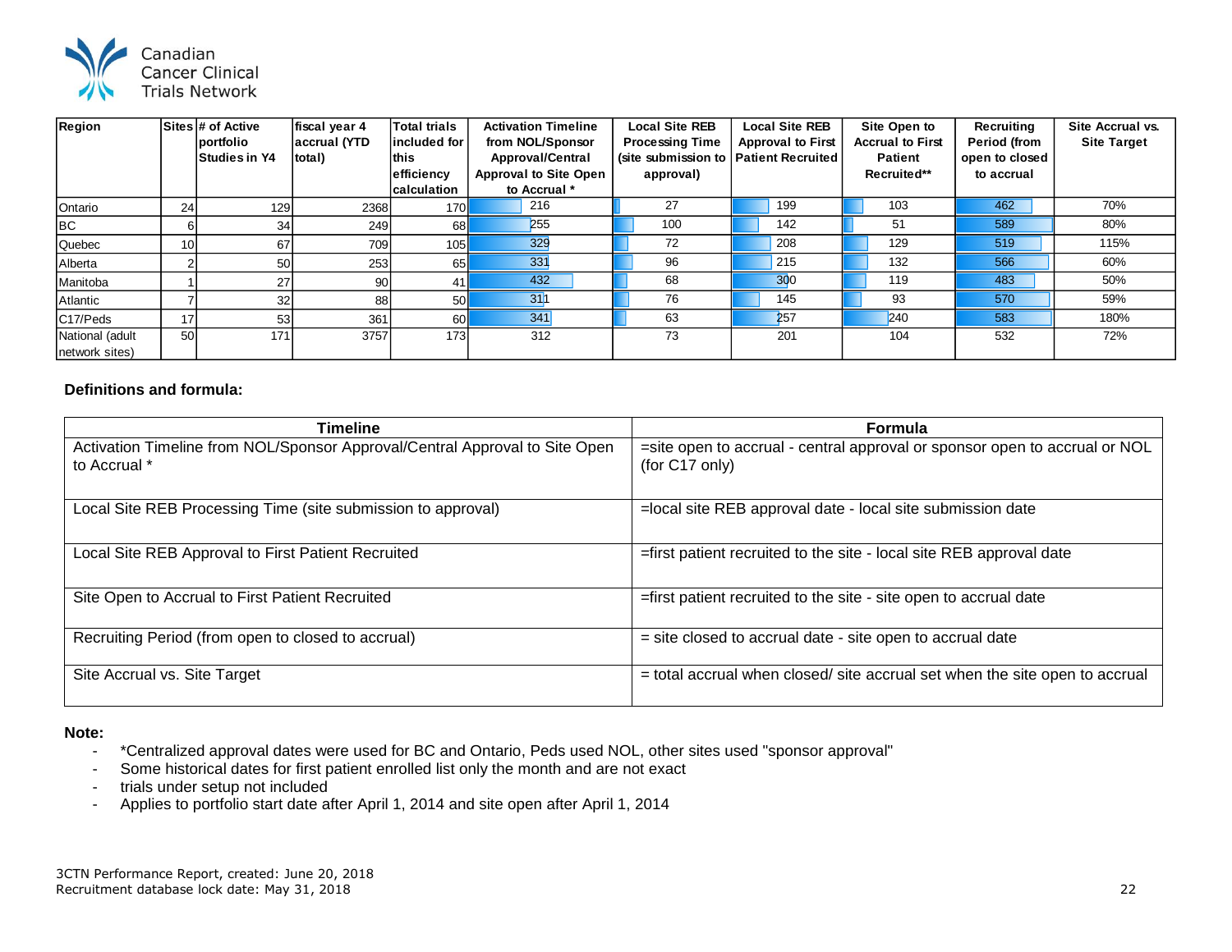Canadian Cancer Clinical Trials Network

| Region | Sites | # of Active portfolio Studies in Y4 | fiscal year 4 accrual (YTD total) | Total trials included for this efficiency calculation | Activation Timeline from NOL/Sponsor Approval/Central Approval to Site Open to Accrual * | Local Site REB Processing Time (site submission to approval) | Local Site REB Approval to First Patient Recruited | Site Open to Accrual to First Patient Recruited** | Recruiting Period (from open to closed to accrual | Site Accrual vs. Site Target |
|---|---|---|---|---|---|---|---|---|---|---|
| Ontario | 24 | 129 | 2368 | 170 | 216 | 27 | 199 | 103 | 462 | 70% |
| BC | 6 | 34 | 249 | 68 | 255 | 100 | 142 | 51 | 589 | 80% |
| Quebec | 10 | 67 | 709 | 105 | 329 | 72 | 208 | 129 | 519 | 115% |
| Alberta | 2 | 50 | 253 | 65 | 331 | 96 | 215 | 132 | 566 | 60% |
| Manitoba | 1 | 27 | 90 | 41 | 432 | 68 | 300 | 119 | 483 | 50% |
| Atlantic | 7 | 32 | 88 | 50 | 311 | 76 | 145 | 93 | 570 | 59% |
| C17/Peds | 17 | 53 | 361 | 60 | 341 | 63 | 257 | 240 | 583 | 180% |
| National (adult network sites) | 50 | 171 | 3757 | 173 | 312 | 73 | 201 | 104 | 532 | 72% |

**Definitions and formula:**

| Timeline | Formula |
|---|---|
| Activation Timeline from NOL/Sponsor Approval/Central Approval to Site Open to Accrual * | =site open to accrual - central approval or sponsor open to accrual or NOL (for C17 only) |
| Local Site REB Processing Time (site submission to approval) | =local site REB approval date - local site submission date |
| Local Site REB Approval to First Patient Recruited | =first patient recruited to the site - local site REB approval date |
| Site Open to Accrual to First Patient Recruited | =first patient recruited to the site - site open to accrual date |
| Recruiting Period (from open to closed to accrual) | = site closed to accrual date - site open to accrual date |
| Site Accrual vs. Site Target | = total accrual when closed/ site accrual set when the site open to accrual |

**Note:**

- *Centralized approval dates were used for BC and Ontario, Peds used NOL, other sites used "sponsor approval"
- Some historical dates for first patient enrolled list only the month and are not exact
- trials under setup not included
- Applies to portfolio start date after April 1, 2014 and site open after April 1, 2014

3CTN Performance Report, created: June 20, 2018
Recruitment database lock date: May 31, 2018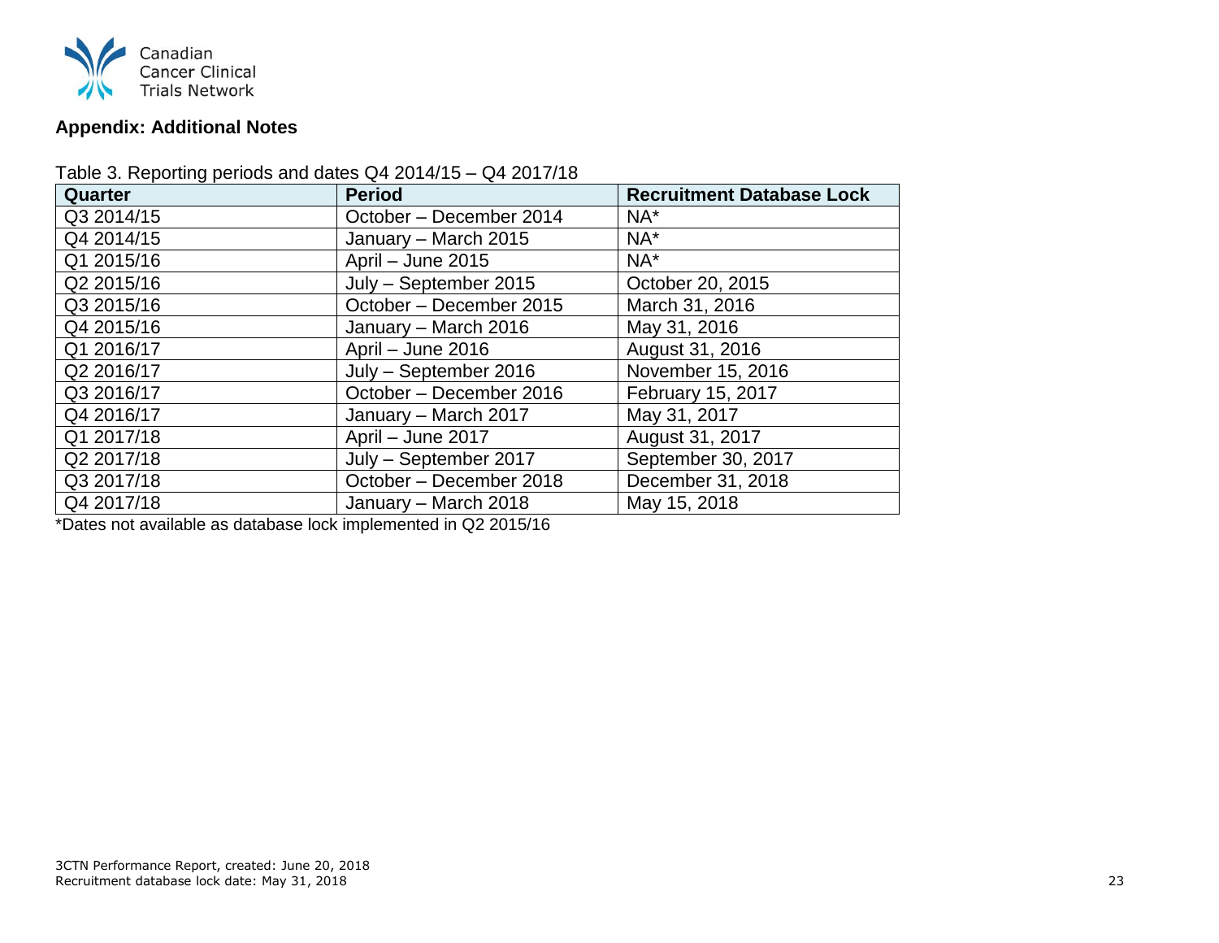## Appendix: Additional Notes

Table 3. Reporting periods and dates Q4 2014/15 – Q4 2017/18

| Quarter | Period | Recruitment Database Lock |
|---|---|---|
| Q3 2014/15 | October – December 2014 | NA* |
| Q4 2014/15 | January – March 2015 | NA* |
| Q1 2015/16 | April – June 2015 | NA* |
| Q2 2015/16 | July – September 2015 | October 20, 2015 |
| Q3 2015/16 | October – December 2015 | March 31, 2016 |
| Q4 2015/16 | January – March 2016 | May 31, 2016 |
| Q1 2016/17 | April – June 2016 | August 31, 2016 |
| Q2 2016/17 | July – September 2016 | November 15, 2016 |
| Q3 2016/17 | October – December 2016 | February 15, 2017 |
| Q4 2016/17 | January – March 2017 | May 31, 2017 |
| Q1 2017/18 | April – June 2017 | August 31, 2017 |
| Q2 2017/18 | July – September 2017 | September 30, 2017 |
| Q3 2017/18 | October – December 2018 | December 31, 2018 |
| Q4 2017/18 | January – March 2018 | May 15, 2018 |

*Dates not available as database lock implemented in Q2 2015/16